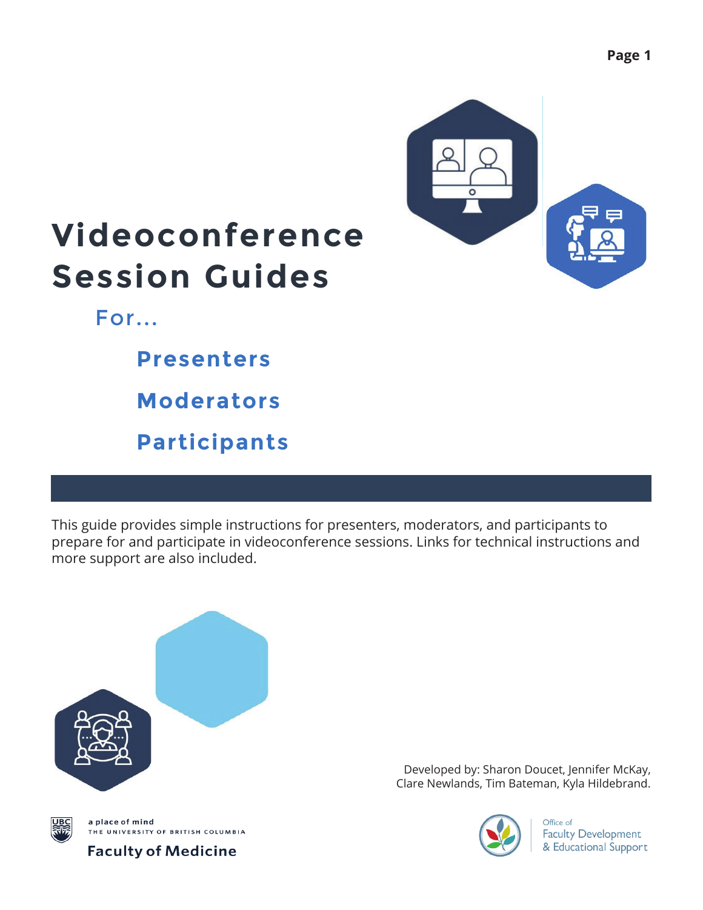# Videoconference Session Guides

## For...

### Presenters

### Moderators

### Participants

This guide provides simple instructions for presenters, moderators, and participants to prepare for and participate in videoconference sessions. Links for technical instructions and more support are also included.

Developed by: Sharon Doucet, Jennifer McKay, Clare Newlands, Tim Bateman, Kyla Hildebrand.

a place of mind
THE UNIVERSITY OF BRITISH COLUMBIA
Faculty of Medicine

Office of Faculty Development & Educational Support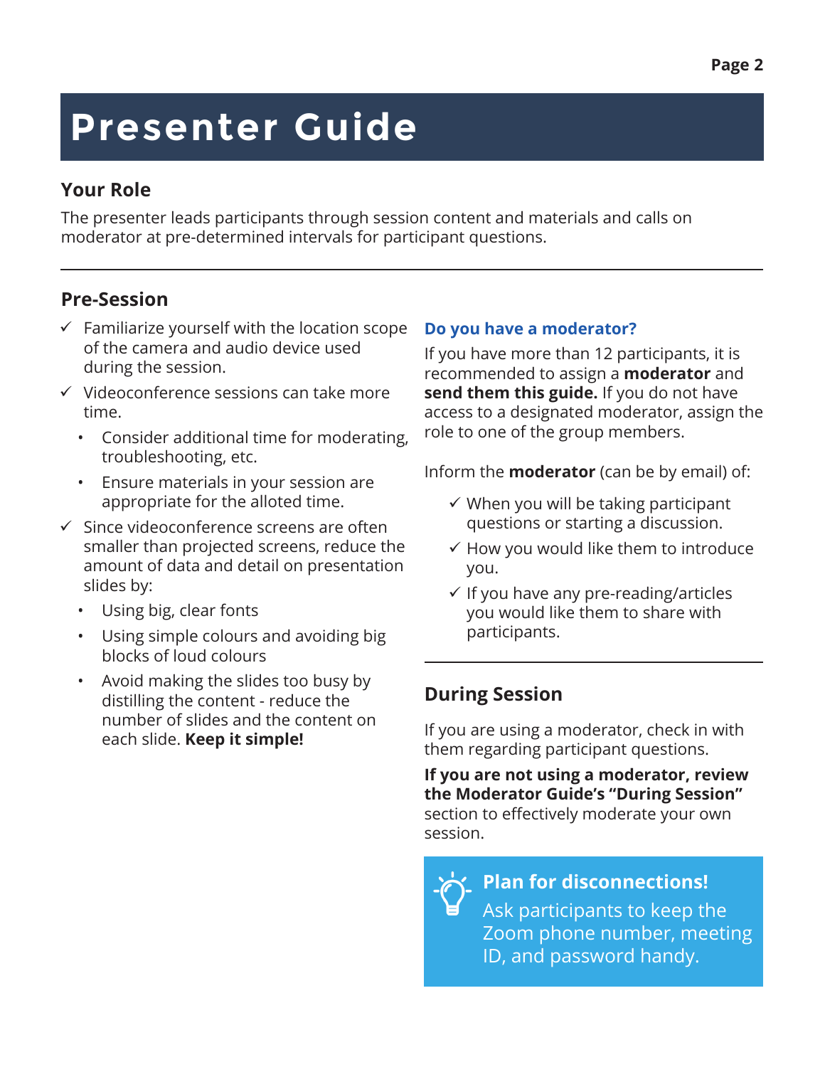# Presenter Guide

## Your Role

The presenter leads participants through session content and materials and calls on moderator at pre-determined intervals for participant questions.

## Pre-Session

- ✓ Familiarize yourself with the location scope of the camera and audio device used during the session.
- ✓ Videoconference sessions can take more time.
  - Consider additional time for moderating, troubleshooting, etc.
  - Ensure materials in your session are appropriate for the alloted time.
- ✓ Since videoconference screens are often smaller than projected screens, reduce the amount of data and detail on presentation slides by:
  - Using big, clear fonts
  - Using simple colours and avoiding big blocks of loud colours
  - Avoid making the slides too busy by distilling the content - reduce the number of slides and the content on each slide. **Keep it simple!**

### Do you have a moderator?

If you have more than 12 participants, it is recommended to assign a **moderator** and **send them this guide.** If you do not have access to a designated moderator, assign the role to one of the group members.

Inform the **moderator** (can be by email) of:

- ✓ When you will be taking participant questions or starting a discussion.
- ✓ How you would like them to introduce you.
- ✓ If you have any pre-reading/articles you would like them to share with participants.

## During Session

If you are using a moderator, check in with them regarding participant questions.

**If you are not using a moderator, review the Moderator Guide's "During Session"** section to effectively moderate your own session.

**Plan for disconnections!**
Ask participants to keep the Zoom phone number, meeting ID, and password handy.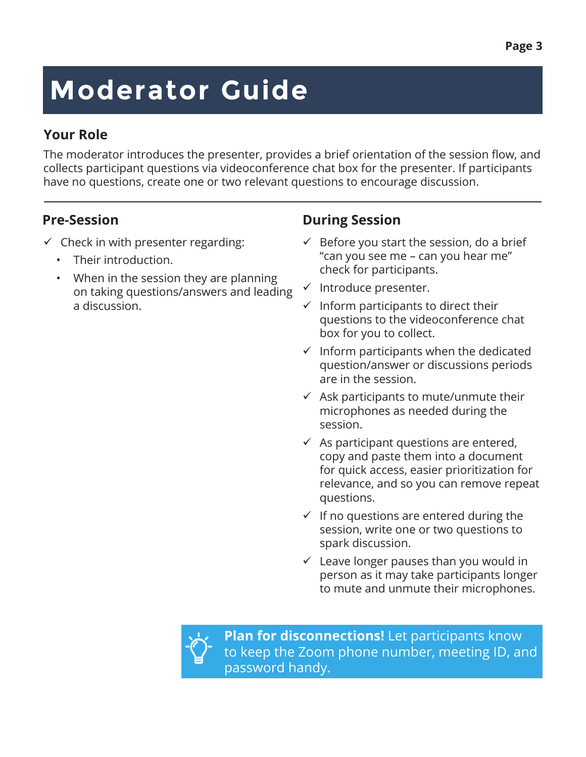# Moderator Guide

## Your Role

The moderator introduces the presenter, provides a brief orientation of the session flow, and collects participant questions via videoconference chat box for the presenter. If participants have no questions, create one or two relevant questions to encourage discussion.

## Pre-Session

- ✓ Check in with presenter regarding:
  - Their introduction.
  - When in the session they are planning on taking questions/answers and leading a discussion.

## During Session

- ✓ Before you start the session, do a brief “can you see me – can you hear me” check for participants.
- ✓ Introduce presenter.
- ✓ Inform participants to direct their questions to the videoconference chat box for you to collect.
- ✓ Inform participants when the dedicated question/answer or discussions periods are in the session.
- ✓ Ask participants to mute/unmute their microphones as needed during the session.
- ✓ As participant questions are entered, copy and paste them into a document for quick access, easier prioritization for relevance, and so you can remove repeat questions.
- ✓ If no questions are entered during the session, write one or two questions to spark discussion.
- ✓ Leave longer pauses than you would in person as it may take participants longer to mute and unmute their microphones.

**Plan for disconnections!** Let participants know to keep the Zoom phone number, meeting ID, and password handy.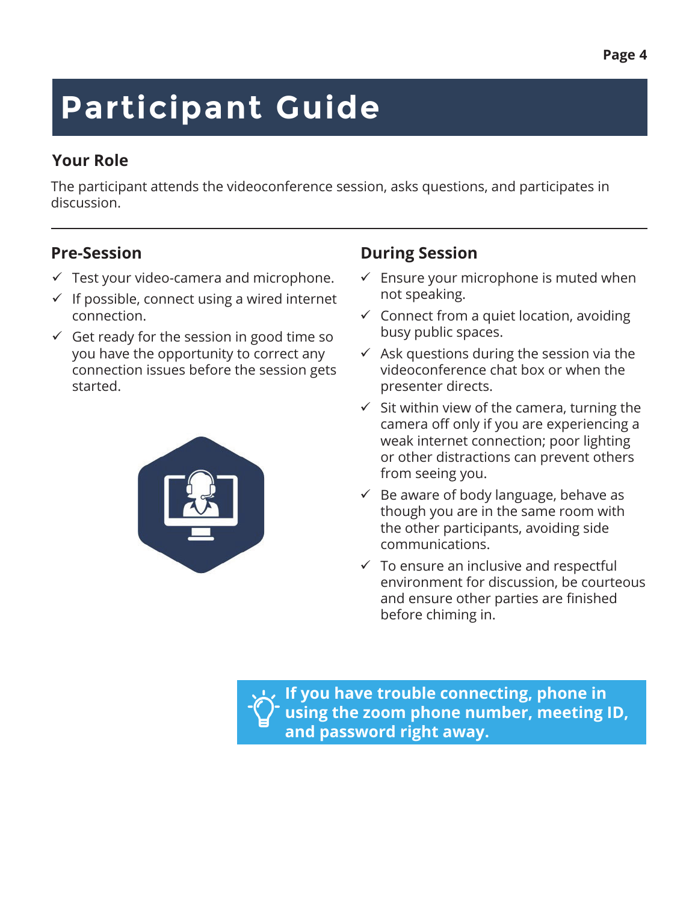# Participant Guide

## Your Role

The participant attends the videoconference session, asks questions, and participates in discussion.

---

## Pre-Session

- ✓ Test your video-camera and microphone.
- ✓ If possible, connect using a wired internet connection.
- ✓ Get ready for the session in good time so you have the opportunity to correct any connection issues before the session gets started.

## During Session

- ✓ Ensure your microphone is muted when not speaking.
- ✓ Connect from a quiet location, avoiding busy public spaces.
- ✓ Ask questions during the session via the videoconference chat box or when the presenter directs.
- ✓ Sit within view of the camera, turning the camera off only if you are experiencing a weak internet connection; poor lighting or other distractions can prevent others from seeing you.
- ✓ Be aware of body language, behave as though you are in the same room with the other participants, avoiding side communications.
- ✓ To ensure an inclusive and respectful environment for discussion, be courteous and ensure other parties are finished before chiming in.

**If you have trouble connecting, phone in using the zoom phone number, meeting ID, and password right away.**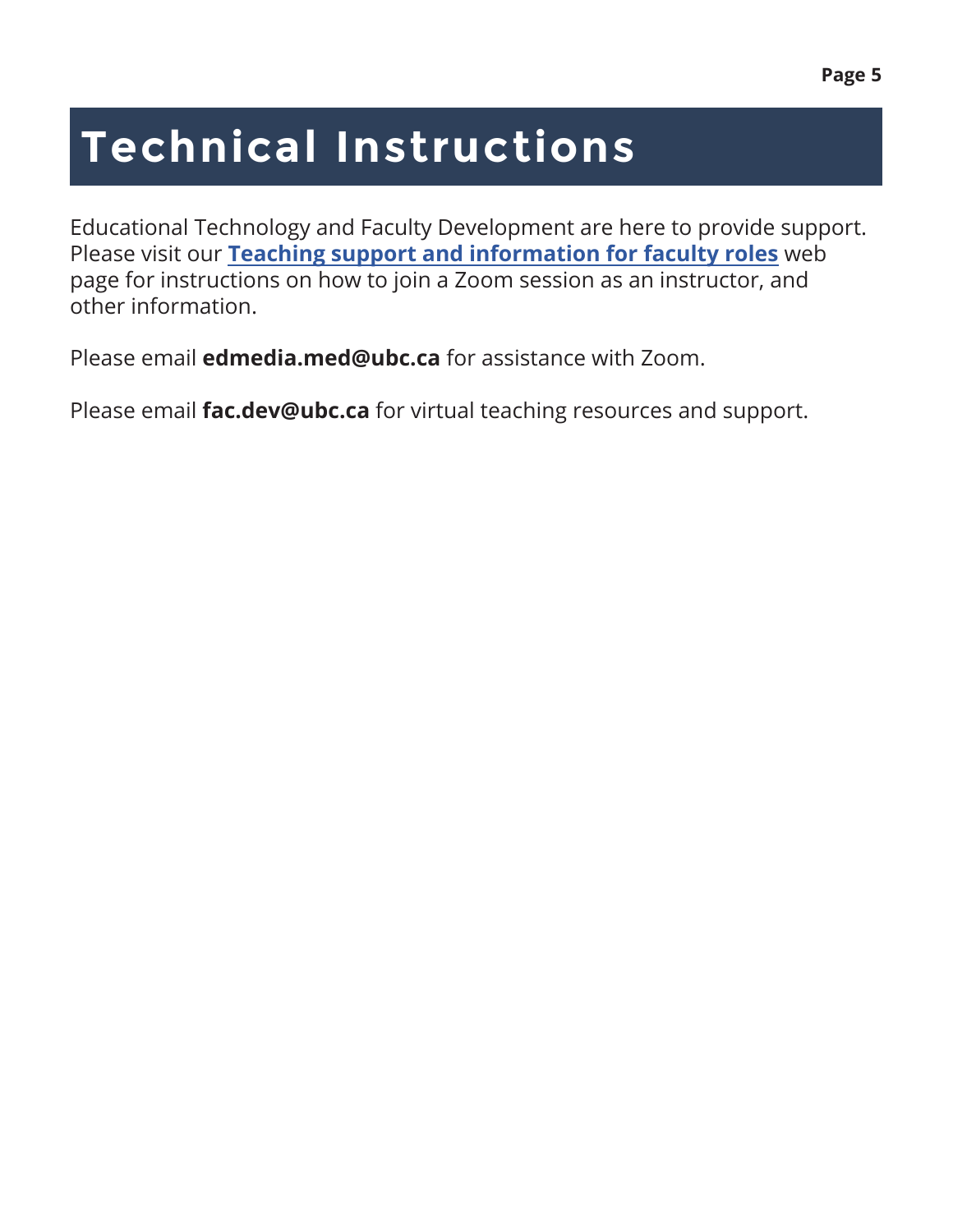# Technical Instructions

Educational Technology and Faculty Development are here to provide support. Please visit our **Teaching support and information for faculty roles** web page for instructions on how to join a Zoom session as an instructor, and other information.

Please email **edmedia.med@ubc.ca** for assistance with Zoom.

Please email **fac.dev@ubc.ca** for virtual teaching resources and support.